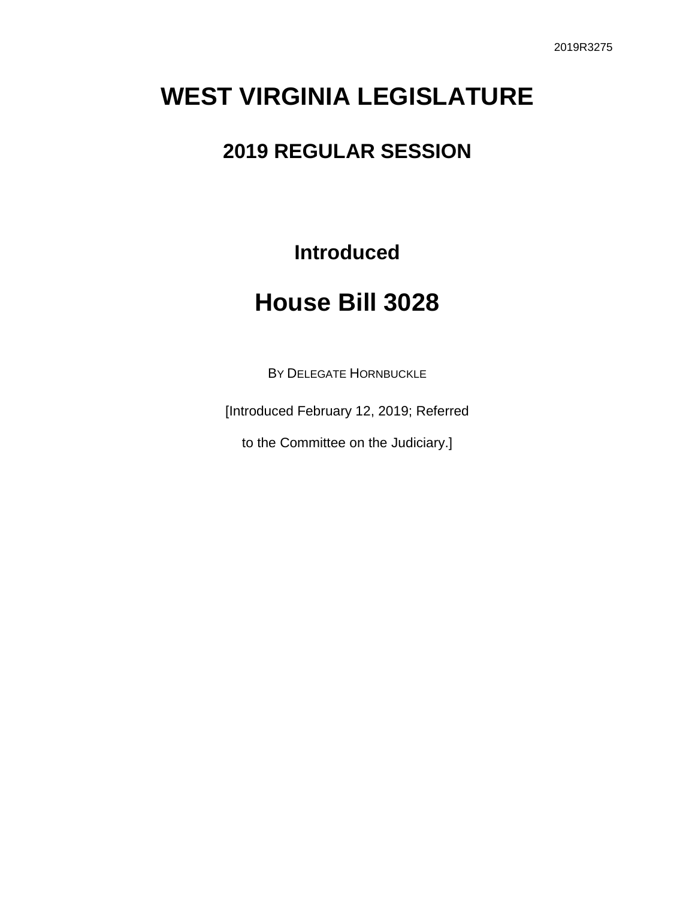2019R3275

# WEST VIRGINIA LEGISLATURE

## 2019 REGULAR SESSION

### Introduced

# House Bill 3028

BY DELEGATE HORNBUCKLE

[Introduced February 12, 2019; Referred

to the Committee on the Judiciary.]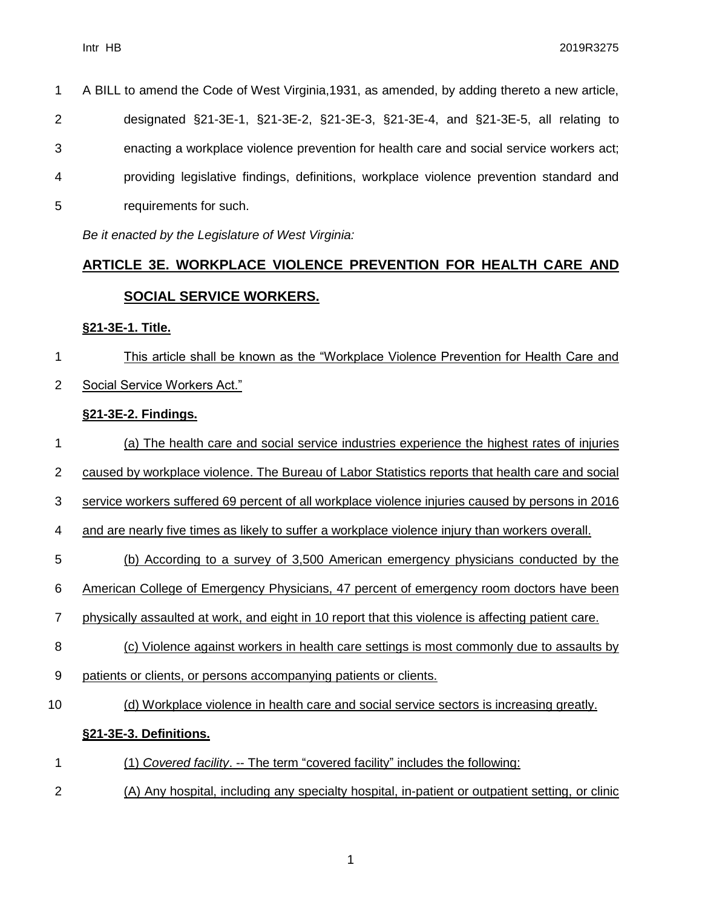A BILL to amend the Code of West Virginia,1931, as amended, by adding thereto a new article, designated §21-3E-1, §21-3E-2, §21-3E-3, §21-3E-4, and §21-3E-5, all relating to enacting a workplace violence prevention for health care and social service workers act; providing legislative findings, definitions, workplace violence prevention standard and requirements for such.

*Be it enacted by the Legislature of West Virginia:*

## ARTICLE 3E. WORKPLACE VIOLENCE PREVENTION FOR HEALTH CARE AND SOCIAL SERVICE WORKERS.

### §21-3E-1. Title.

This article shall be known as the "Workplace Violence Prevention for Health Care and Social Service Workers Act."

### §21-3E-2. Findings.

(a) The health care and social service industries experience the highest rates of injuries caused by workplace violence. The Bureau of Labor Statistics reports that health care and social service workers suffered 69 percent of all workplace violence injuries caused by persons in 2016 and are nearly five times as likely to suffer a workplace violence injury than workers overall.

(b) According to a survey of 3,500 American emergency physicians conducted by the American College of Emergency Physicians, 47 percent of emergency room doctors have been physically assaulted at work, and eight in 10 report that this violence is affecting patient care.

(c) Violence against workers in health care settings is most commonly due to assaults by patients or clients, or persons accompanying patients or clients.

(d) Workplace violence in health care and social service sectors is increasing greatly.

### §21-3E-3. Definitions.

(1) *Covered facility*. -- The term "covered facility" includes the following:

(A) Any hospital, including any specialty hospital, in-patient or outpatient setting, or clinic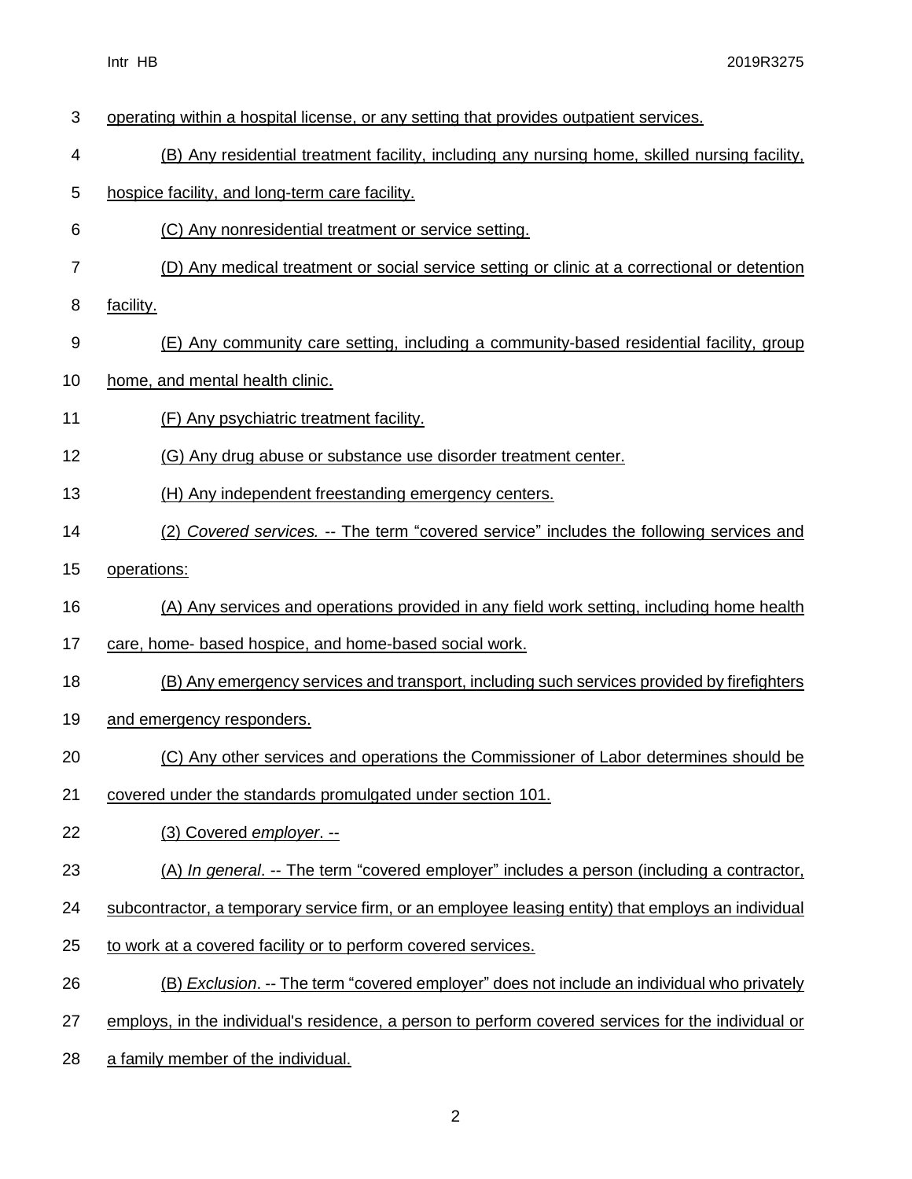operating within a hospital license, or any setting that provides outpatient services.

(B) Any residential treatment facility, including any nursing home, skilled nursing facility, hospice facility, and long-term care facility.

(C) Any nonresidential treatment or service setting.

(D) Any medical treatment or social service setting or clinic at a correctional or detention facility.

(E) Any community care setting, including a community-based residential facility, group home, and mental health clinic.

(F) Any psychiatric treatment facility.

(G) Any drug abuse or substance use disorder treatment center.

(H) Any independent freestanding emergency centers.

(2) *Covered services.* -- The term "covered service" includes the following services and operations:

(A) Any services and operations provided in any field work setting, including home health care, home- based hospice, and home-based social work.

(B) Any emergency services and transport, including such services provided by firefighters and emergency responders.

(C) Any other services and operations the Commissioner of Labor determines should be covered under the standards promulgated under section 101.

(3) Covered *employer*. --

(A) *In general*. -- The term "covered employer" includes a person (including a contractor, subcontractor, a temporary service firm, or an employee leasing entity) that employs an individual to work at a covered facility or to perform covered services.

(B) *Exclusion*. -- The term "covered employer" does not include an individual who privately employs, in the individual's residence, a person to perform covered services for the individual or a family member of the individual.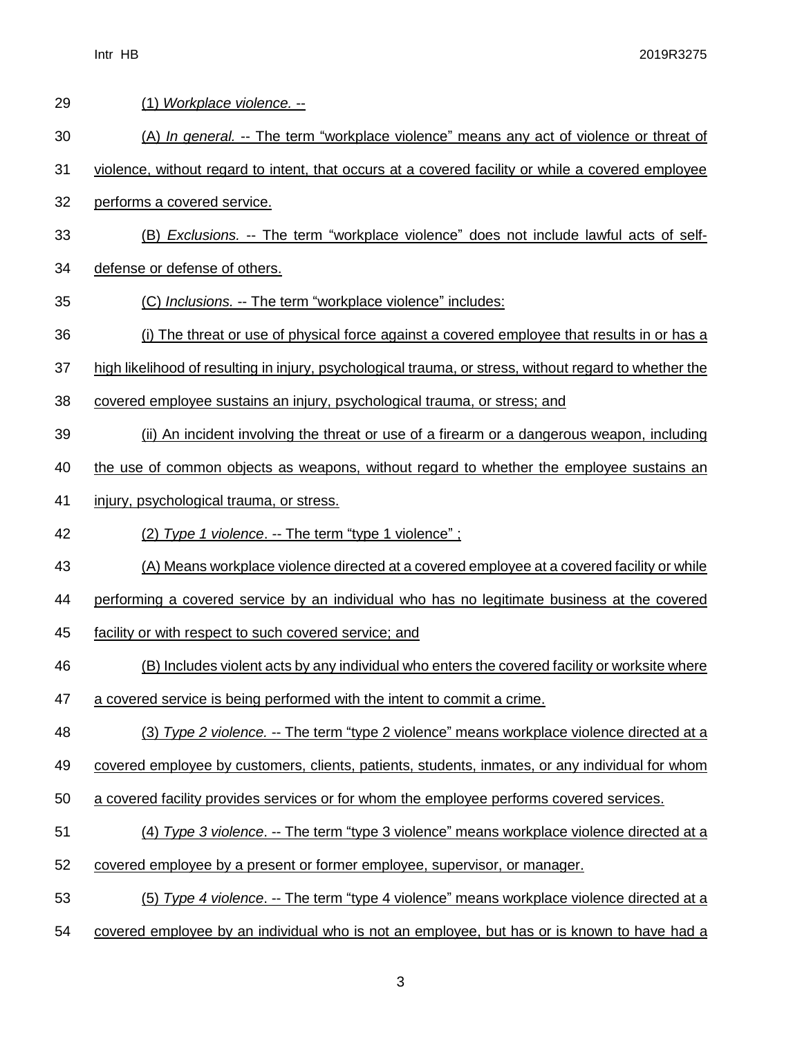(1) *Workplace violence.* --

(A) *In general.* -- The term "workplace violence" means any act of violence or threat of violence, without regard to intent, that occurs at a covered facility or while a covered employee performs a covered service.

(B) *Exclusions.* -- The term "workplace violence" does not include lawful acts of self-defense or defense of others.

(C) *Inclusions.* -- The term "workplace violence" includes:

(i) The threat or use of physical force against a covered employee that results in or has a high likelihood of resulting in injury, psychological trauma, or stress, without regard to whether the covered employee sustains an injury, psychological trauma, or stress; and

(ii) An incident involving the threat or use of a firearm or a dangerous weapon, including the use of common objects as weapons, without regard to whether the employee sustains an injury, psychological trauma, or stress.

(2) *Type 1 violence*. -- The term "type 1 violence" ;

(A) Means workplace violence directed at a covered employee at a covered facility or while performing a covered service by an individual who has no legitimate business at the covered facility or with respect to such covered service; and

(B) Includes violent acts by any individual who enters the covered facility or worksite where a covered service is being performed with the intent to commit a crime.

(3) *Type 2 violence.* -- The term "type 2 violence" means workplace violence directed at a covered employee by customers, clients, patients, students, inmates, or any individual for whom a covered facility provides services or for whom the employee performs covered services.

(4) *Type 3 violence*. -- The term "type 3 violence" means workplace violence directed at a covered employee by a present or former employee, supervisor, or manager.

(5) *Type 4 violence*. -- The term "type 4 violence" means workplace violence directed at a covered employee by an individual who is not an employee, but has or is known to have had a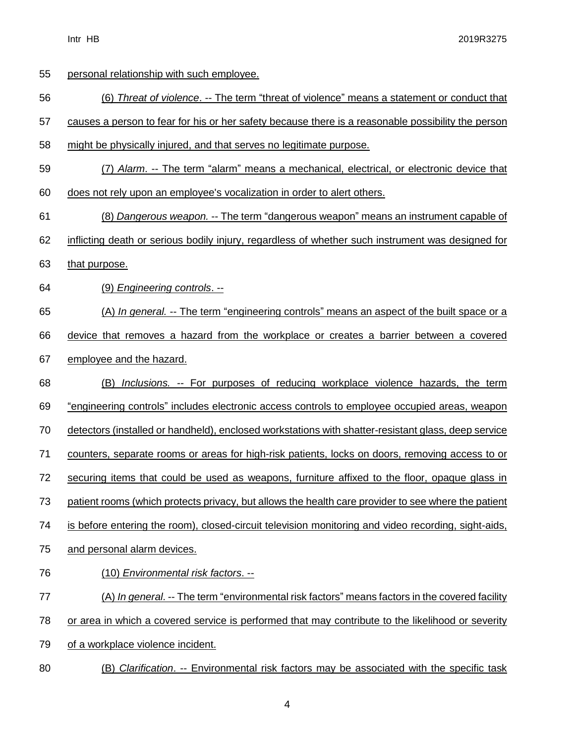personal relationship with such employee.

(6) *Threat of violence*. -- The term "threat of violence" means a statement or conduct that causes a person to fear for his or her safety because there is a reasonable possibility the person might be physically injured, and that serves no legitimate purpose.

(7) *Alarm*. -- The term "alarm" means a mechanical, electrical, or electronic device that does not rely upon an employee's vocalization in order to alert others.

(8) *Dangerous weapon.* -- The term "dangerous weapon" means an instrument capable of inflicting death or serious bodily injury, regardless of whether such instrument was designed for that purpose.

(9) *Engineering controls*. --

(A) *In general.* -- The term "engineering controls" means an aspect of the built space or a device that removes a hazard from the workplace or creates a barrier between a covered employee and the hazard.

(B) *Inclusions.* -- For purposes of reducing workplace violence hazards, the term "engineering controls" includes electronic access controls to employee occupied areas, weapon detectors (installed or handheld), enclosed workstations with shatter-resistant glass, deep service counters, separate rooms or areas for high-risk patients, locks on doors, removing access to or securing items that could be used as weapons, furniture affixed to the floor, opaque glass in patient rooms (which protects privacy, but allows the health care provider to see where the patient is before entering the room), closed-circuit television monitoring and video recording, sight-aids, and personal alarm devices.

(10) *Environmental risk factors*. --

(A) *In general*. -- The term "environmental risk factors" means factors in the covered facility or area in which a covered service is performed that may contribute to the likelihood or severity of a workplace violence incident.

(B) *Clarification*. -- Environmental risk factors may be associated with the specific task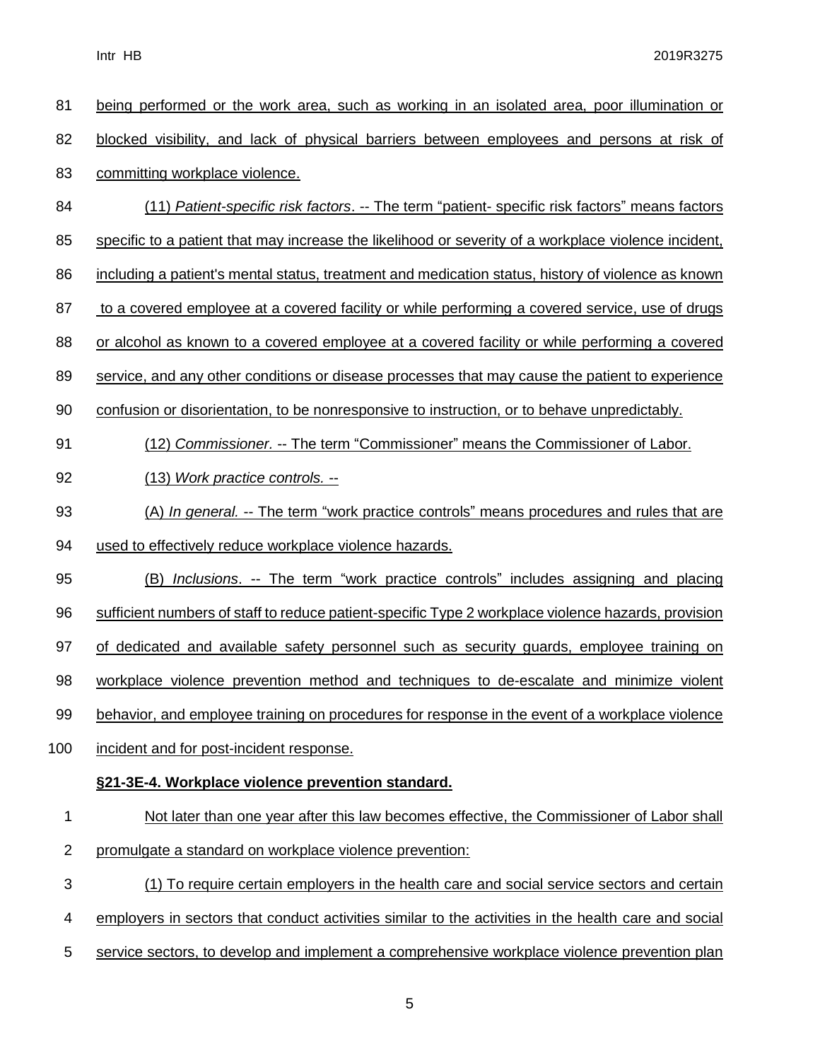being performed or the work area, such as working in an isolated area, poor illumination or blocked visibility, and lack of physical barriers between employees and persons at risk of committing workplace violence.

(11) *Patient-specific risk factors*. -- The term "patient- specific risk factors" means factors specific to a patient that may increase the likelihood or severity of a workplace violence incident, including a patient's mental status, treatment and medication status, history of violence as known to a covered employee at a covered facility or while performing a covered service, use of drugs or alcohol as known to a covered employee at a covered facility or while performing a covered service, and any other conditions or disease processes that may cause the patient to experience confusion or disorientation, to be nonresponsive to instruction, or to behave unpredictably.

(12) *Commissioner.* -- The term "Commissioner" means the Commissioner of Labor.

(13) *Work practice controls.* --

(A) *In general.* -- The term "work practice controls" means procedures and rules that are used to effectively reduce workplace violence hazards.

(B) *Inclusions*. -- The term "work practice controls" includes assigning and placing sufficient numbers of staff to reduce patient-specific Type 2 workplace violence hazards, provision of dedicated and available safety personnel such as security guards, employee training on workplace violence prevention method and techniques to de-escalate and minimize violent behavior, and employee training on procedures for response in the event of a workplace violence incident and for post-incident response.

**§21-3E-4. Workplace violence prevention standard.**

Not later than one year after this law becomes effective, the Commissioner of Labor shall promulgate a standard on workplace violence prevention:

(1) To require certain employers in the health care and social service sectors and certain employers in sectors that conduct activities similar to the activities in the health care and social service sectors, to develop and implement a comprehensive workplace violence prevention plan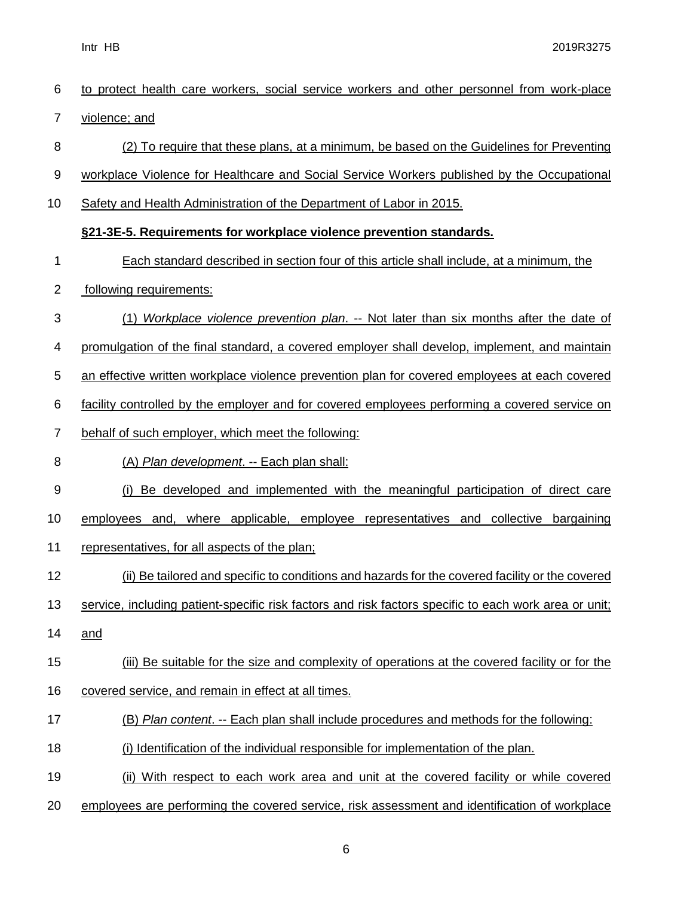to protect health care workers, social service workers and other personnel from work-place violence; and

(2) To require that these plans, at a minimum, be based on the Guidelines for Preventing workplace Violence for Healthcare and Social Service Workers published by the Occupational Safety and Health Administration of the Department of Labor in 2015.

**§21-3E-5. Requirements for workplace violence prevention standards.**

Each standard described in section four of this article shall include, at a minimum, the following requirements:

(1) *Workplace violence prevention plan*. -- Not later than six months after the date of promulgation of the final standard, a covered employer shall develop, implement, and maintain an effective written workplace violence prevention plan for covered employees at each covered facility controlled by the employer and for covered employees performing a covered service on behalf of such employer, which meet the following:

(A) *Plan development*. -- Each plan shall:

(i) Be developed and implemented with the meaningful participation of direct care employees and, where applicable, employee representatives and collective bargaining representatives, for all aspects of the plan;

(ii) Be tailored and specific to conditions and hazards for the covered facility or the covered service, including patient-specific risk factors and risk factors specific to each work area or unit; and

(iii) Be suitable for the size and complexity of operations at the covered facility or for the covered service, and remain in effect at all times.

(B) *Plan content*. -- Each plan shall include procedures and methods for the following:

(i) Identification of the individual responsible for implementation of the plan.

(ii) With respect to each work area and unit at the covered facility or while covered employees are performing the covered service, risk assessment and identification of workplace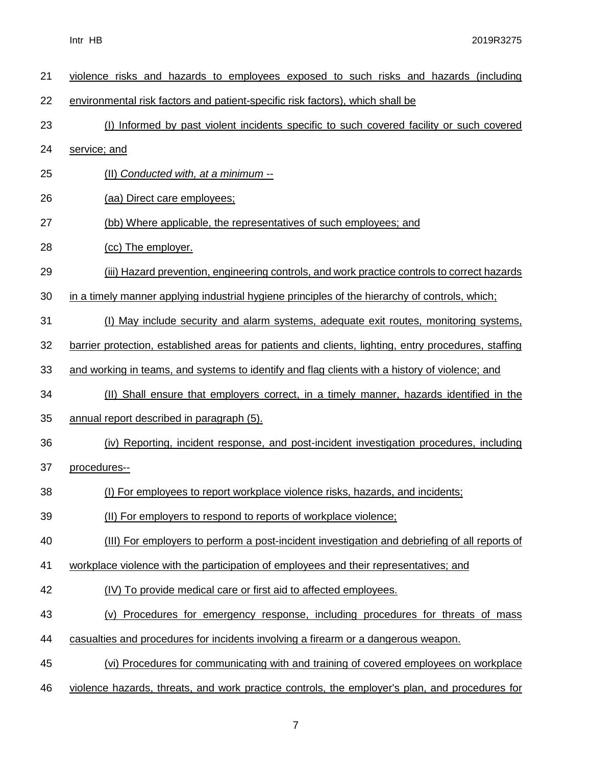violence risks and hazards to employees exposed to such risks and hazards (including environmental risk factors and patient-specific risk factors), which shall be

(I) Informed by past violent incidents specific to such covered facility or such covered service; and

(II) *Conducted with, at a minimum* --

(aa) Direct care employees;

(bb) Where applicable, the representatives of such employees; and

(cc) The employer.

(iii) Hazard prevention, engineering controls, and work practice controls to correct hazards in a timely manner applying industrial hygiene principles of the hierarchy of controls, which;

(I) May include security and alarm systems, adequate exit routes, monitoring systems, barrier protection, established areas for patients and clients, lighting, entry procedures, staffing and working in teams, and systems to identify and flag clients with a history of violence; and

(II) Shall ensure that employers correct, in a timely manner, hazards identified in the annual report described in paragraph (5).

(iv) Reporting, incident response, and post-incident investigation procedures, including procedures--

(I) For employees to report workplace violence risks, hazards, and incidents;

(II) For employers to respond to reports of workplace violence;

(III) For employers to perform a post-incident investigation and debriefing of all reports of workplace violence with the participation of employees and their representatives; and

(IV) To provide medical care or first aid to affected employees.

(v) Procedures for emergency response, including procedures for threats of mass casualties and procedures for incidents involving a firearm or a dangerous weapon.

(vi) Procedures for communicating with and training of covered employees on workplace violence hazards, threats, and work practice controls, the employer's plan, and procedures for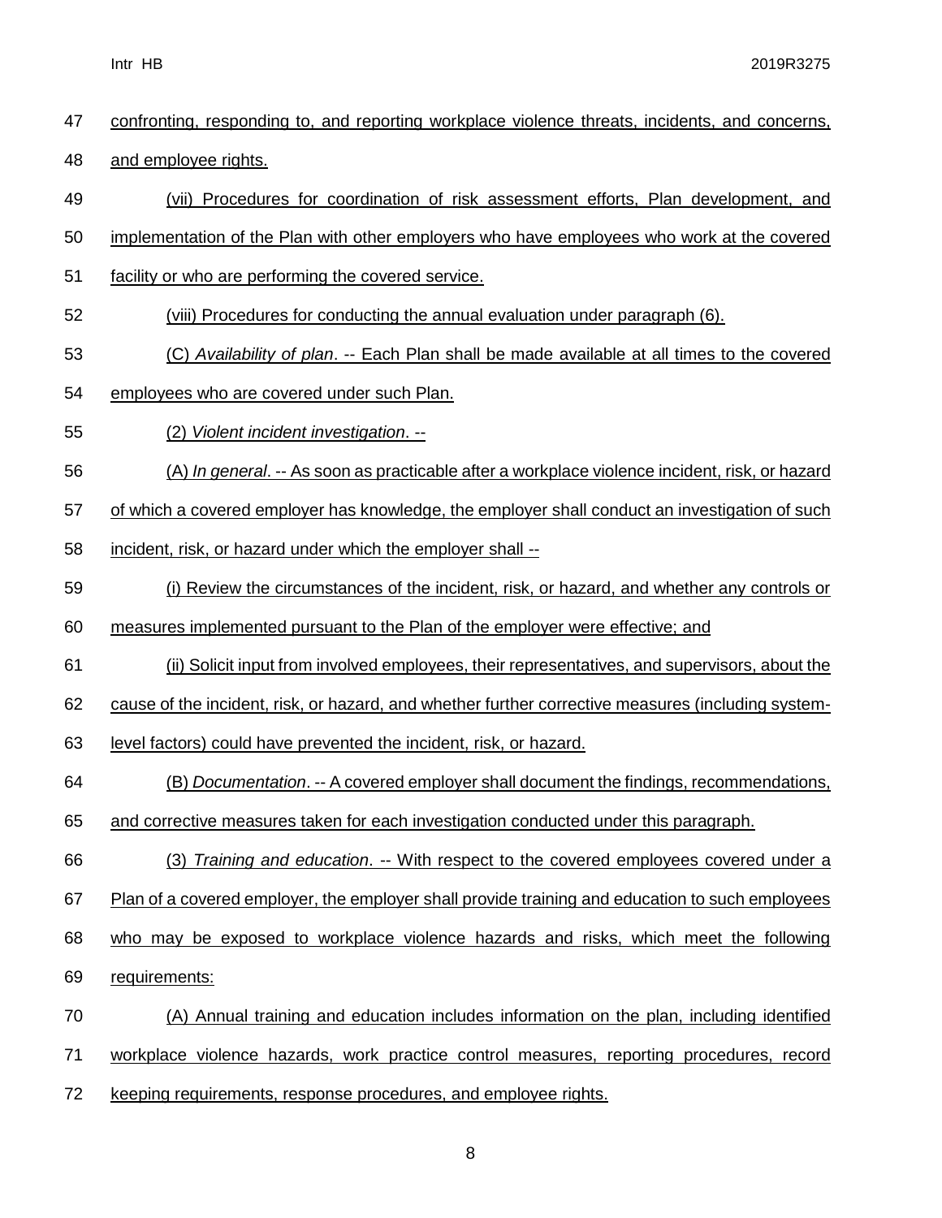confronting, responding to, and reporting workplace violence threats, incidents, and concerns, and employee rights.

(vii) Procedures for coordination of risk assessment efforts, Plan development, and implementation of the Plan with other employers who have employees who work at the covered facility or who are performing the covered service.

(viii) Procedures for conducting the annual evaluation under paragraph (6).

(C) *Availability of plan*. -- Each Plan shall be made available at all times to the covered employees who are covered under such Plan.

(2) *Violent incident investigation*. --

(A) *In general*. -- As soon as practicable after a workplace violence incident, risk, or hazard of which a covered employer has knowledge, the employer shall conduct an investigation of such incident, risk, or hazard under which the employer shall --

(i) Review the circumstances of the incident, risk, or hazard, and whether any controls or measures implemented pursuant to the Plan of the employer were effective; and

(ii) Solicit input from involved employees, their representatives, and supervisors, about the cause of the incident, risk, or hazard, and whether further corrective measures (including system-level factors) could have prevented the incident, risk, or hazard.

(B) *Documentation*. -- A covered employer shall document the findings, recommendations, and corrective measures taken for each investigation conducted under this paragraph.

(3) *Training and education*. -- With respect to the covered employees covered under a Plan of a covered employer, the employer shall provide training and education to such employees who may be exposed to workplace violence hazards and risks, which meet the following requirements:

(A) Annual training and education includes information on the plan, including identified workplace violence hazards, work practice control measures, reporting procedures, record keeping requirements, response procedures, and employee rights.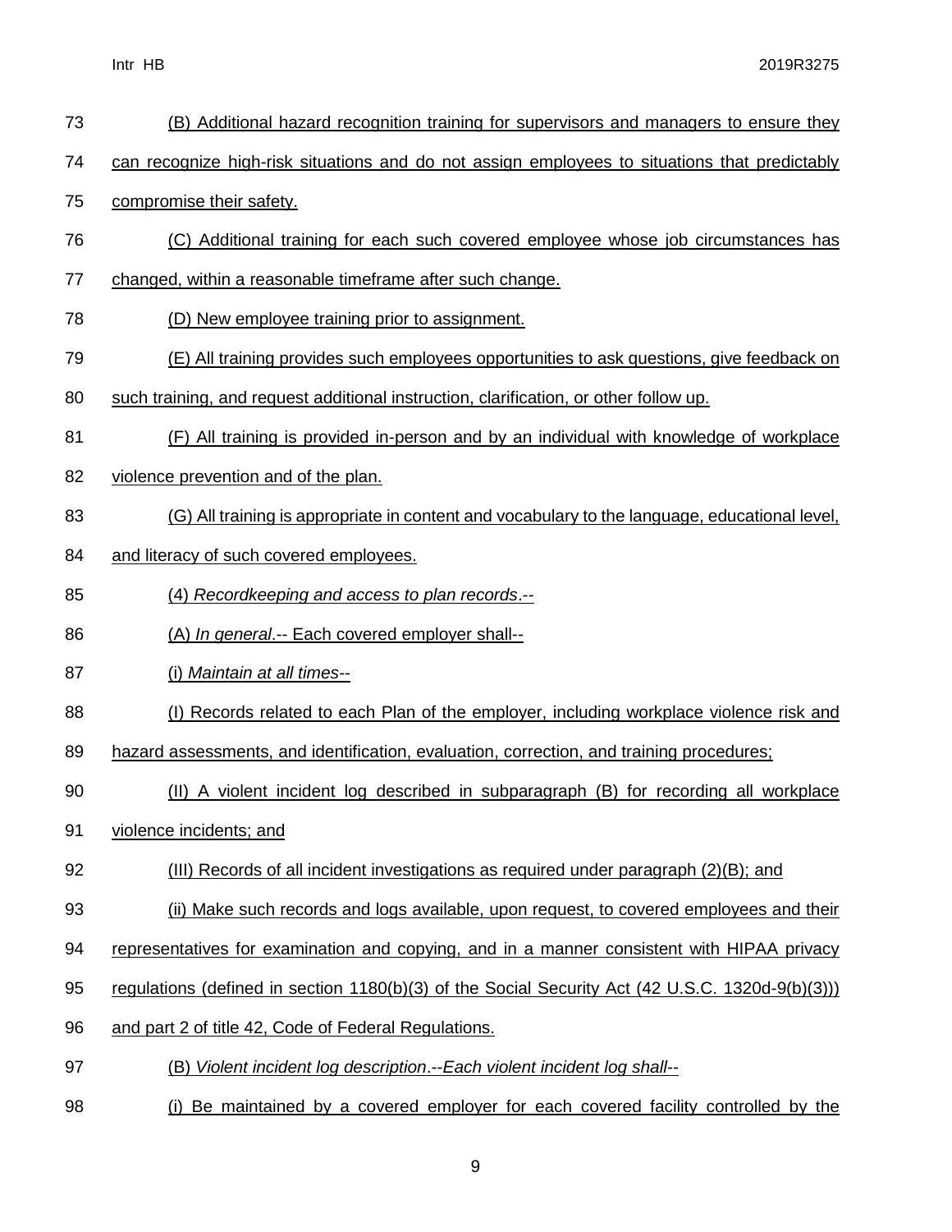(B) Additional hazard recognition training for supervisors and managers to ensure they can recognize high-risk situations and do not assign employees to situations that predictably compromise their safety.

(C) Additional training for each such covered employee whose job circumstances has changed, within a reasonable timeframe after such change.

(D) New employee training prior to assignment.

(E) All training provides such employees opportunities to ask questions, give feedback on such training, and request additional instruction, clarification, or other follow up.

(F) All training is provided in-person and by an individual with knowledge of workplace violence prevention and of the plan.

(G) All training is appropriate in content and vocabulary to the language, educational level, and literacy of such covered employees.

(4) *Recordkeeping and access to plan records*.--

(A) *In general*.-- Each covered employer shall--

(i) *Maintain at all times*--

(I) Records related to each Plan of the employer, including workplace violence risk and hazard assessments, and identification, evaluation, correction, and training procedures;

(II) A violent incident log described in subparagraph (B) for recording all workplace violence incidents; and

(III) Records of all incident investigations as required under paragraph (2)(B); and

(ii) Make such records and logs available, upon request, to covered employees and their representatives for examination and copying, and in a manner consistent with HIPAA privacy regulations (defined in section 1180(b)(3) of the Social Security Act (42 U.S.C. 1320d-9(b)(3))) and part 2 of title 42, Code of Federal Regulations.

(B) *Violent incident log description*.--*Each violent incident log shall*--

(i) Be maintained by a covered employer for each covered facility controlled by the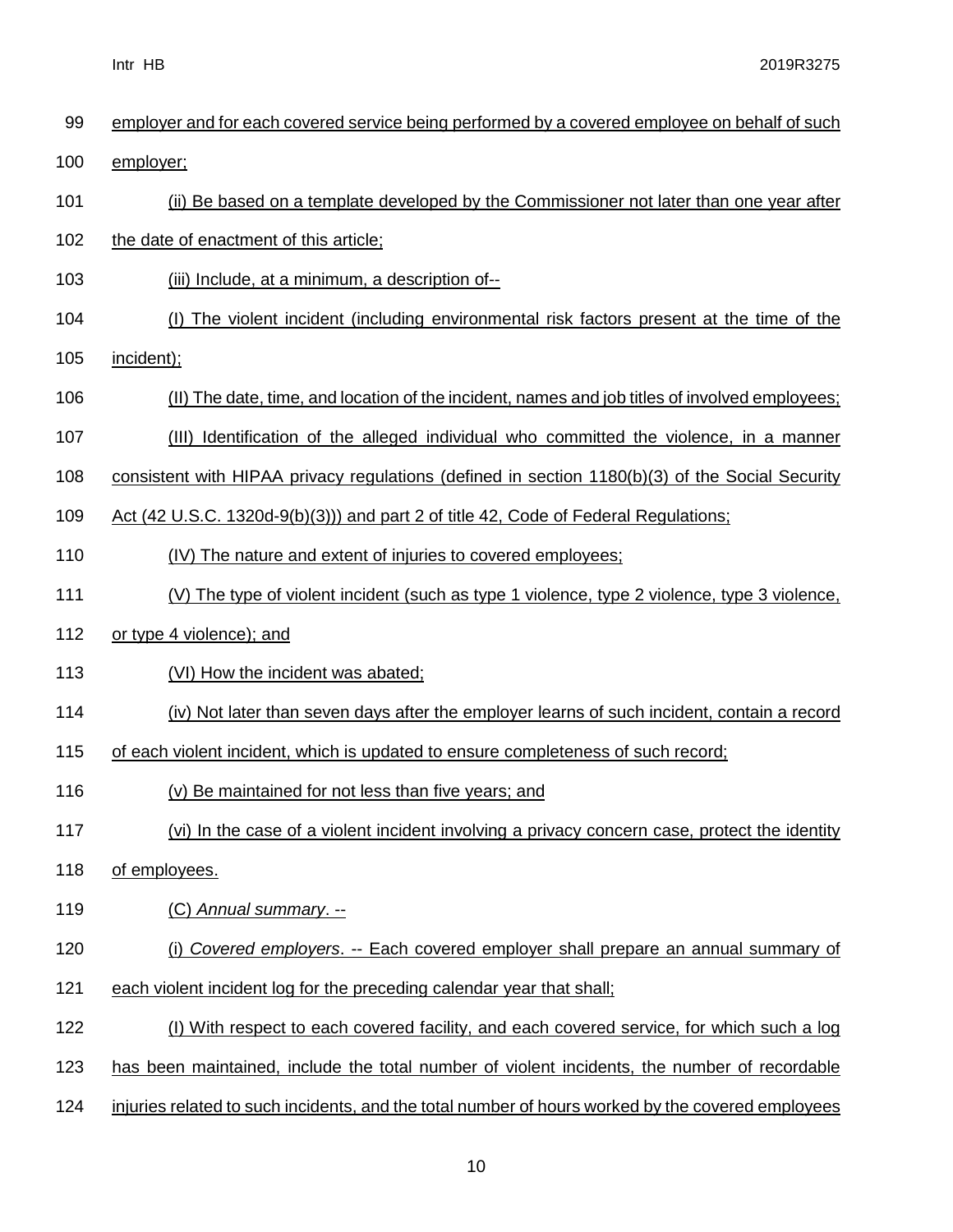employer and for each covered service being performed by a covered employee on behalf of such employer;

(ii) Be based on a template developed by the Commissioner not later than one year after the date of enactment of this article;

(iii) Include, at a minimum, a description of--

(I) The violent incident (including environmental risk factors present at the time of the incident);

(II) The date, time, and location of the incident, names and job titles of involved employees;

(III) Identification of the alleged individual who committed the violence, in a manner consistent with HIPAA privacy regulations (defined in section 1180(b)(3) of the Social Security Act (42 U.S.C. 1320d-9(b)(3))) and part 2 of title 42, Code of Federal Regulations;

(IV) The nature and extent of injuries to covered employees;

(V) The type of violent incident (such as type 1 violence, type 2 violence, type 3 violence, or type 4 violence); and

(VI) How the incident was abated;

(iv) Not later than seven days after the employer learns of such incident, contain a record of each violent incident, which is updated to ensure completeness of such record;

(v) Be maintained for not less than five years; and

(vi) In the case of a violent incident involving a privacy concern case, protect the identity of employees.

(C) *Annual summary*. --

(i) *Covered employers*. -- Each covered employer shall prepare an annual summary of each violent incident log for the preceding calendar year that shall;

(I) With respect to each covered facility, and each covered service, for which such a log has been maintained, include the total number of violent incidents, the number of recordable injuries related to such incidents, and the total number of hours worked by the covered employees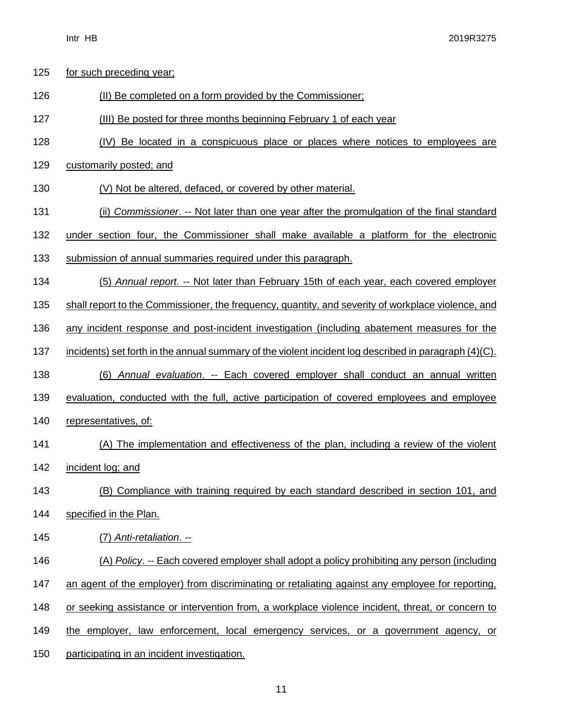for such preceding year;

(II) Be completed on a form provided by the Commissioner;

(III) Be posted for three months beginning February 1 of each year

(IV) Be located in a conspicuous place or places where notices to employees are customarily posted; and

(V) Not be altered, defaced, or covered by other material.

(ii) *Commissioner*. -- Not later than one year after the promulgation of the final standard under section four, the Commissioner shall make available a platform for the electronic submission of annual summaries required under this paragraph.

(5) *Annual report.* -- Not later than February 15th of each year, each covered employer shall report to the Commissioner, the frequency, quantity, and severity of workplace violence, and any incident response and post-incident investigation (including abatement measures for the incidents) set forth in the annual summary of the violent incident log described in paragraph (4)(C).

(6) *Annual evaluation*. -- Each covered employer shall conduct an annual written evaluation, conducted with the full, active participation of covered employees and employee representatives, of:

(A) The implementation and effectiveness of the plan, including a review of the violent incident log; and

(B) Compliance with training required by each standard described in section 101, and specified in the Plan.

(7) *Anti-retaliation*. --

(A) *Policy*. -- Each covered employer shall adopt a policy prohibiting any person (including an agent of the employer) from discriminating or retaliating against any employee for reporting, or seeking assistance or intervention from, a workplace violence incident, threat, or concern to the employer, law enforcement, local emergency services, or a government agency, or participating in an incident investigation.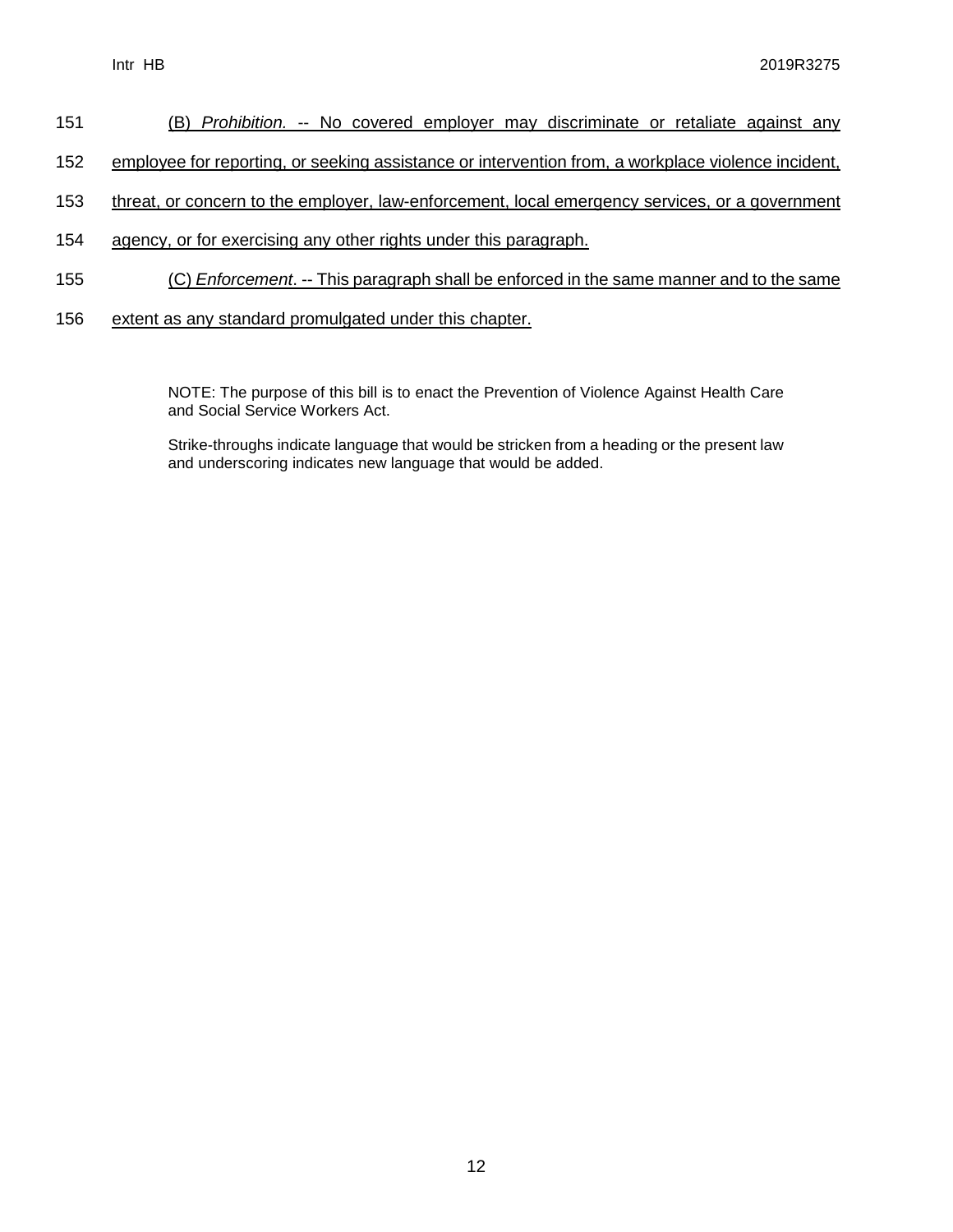(B) *Prohibition.* -- No covered employer may discriminate or retaliate against any employee for reporting, or seeking assistance or intervention from, a workplace violence incident, threat, or concern to the employer, law-enforcement, local emergency services, or a government agency, or for exercising any other rights under this paragraph.

(C) *Enforcement*. -- This paragraph shall be enforced in the same manner and to the same extent as any standard promulgated under this chapter.

NOTE: The purpose of this bill is to enact the Prevention of Violence Against Health Care and Social Service Workers Act.

Strike-throughs indicate language that would be stricken from a heading or the present law and underscoring indicates new language that would be added.